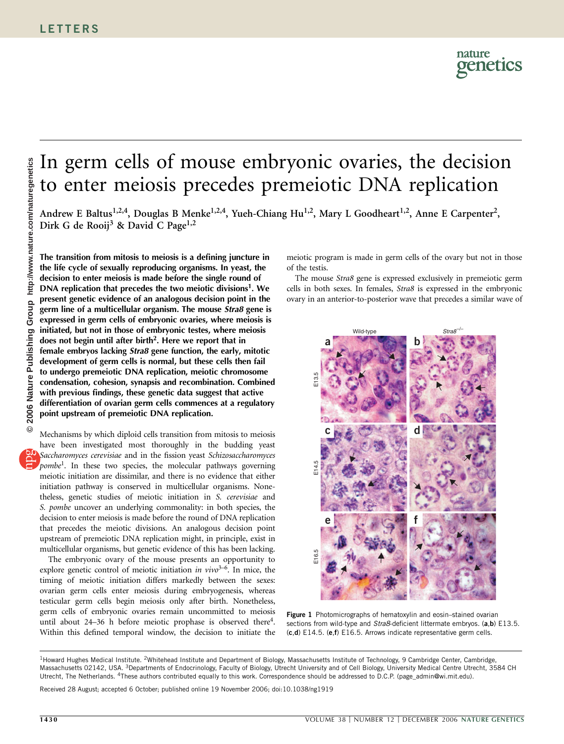# In germ cells of mouse embryonic ovaries, the decision to enter meiosis precedes premeiotic DNA replication

Andrew E Baltus[1,2,4], Douglas B Menke[1,2,4], Yueh-Chiang Hu[1,2], Mary L Goodheart[1,2], Anne E Carpenter[2], Dirk G de Rooij[3] & David C Page[1,2]

**The transition from mitosis to meiosis is a defining juncture in the life cycle of sexually reproducing organisms. In yeast, the decision to enter meiosis is made before the single round of DNA replication that precedes the two meiotic divisions[1]. We present genetic evidence of an analogous decision point in the germ line of a multicellular organism. The mouse *Stra8* gene is expressed in germ cells of embryonic ovaries, where meiosis is initiated, but not in those of embryonic testes, where meiosis does not begin until after birth[2]. Here we report that in female embryos lacking *Stra8* gene function, the early, mitotic development of germ cells is normal, but these cells then fail to undergo premeiotic DNA replication, meiotic chromosome condensation, cohesion, synapsis and recombination. Combined with previous findings, these genetic data suggest that active differentiation of ovarian germ cells commences at a regulatory point upstream of premeiotic DNA replication.**

Mechanisms by which diploid cells transition from mitosis to meiosis have been investigated most thoroughly in the budding yeast *Saccharomyces cerevisiae* and in the fission yeast *Schizosaccharomyces pombe*[1]. In these two species, the molecular pathways governing meiotic initiation are dissimilar, and there is no evidence that either initiation pathway is conserved in multicellular organisms. Nonetheless, genetic studies of meiotic initiation in *S. cerevisiae* and *S. pombe* uncover an underlying commonality: in both species, the decision to enter meiosis is made before the round of DNA replication that precedes the meiotic divisions. An analogous decision point upstream of premeiotic DNA replication might, in principle, exist in multicellular organisms, but genetic evidence of this has been lacking.

The embryonic ovary of the mouse presents an opportunity to explore genetic control of meiotic initiation *in vivo*[3–6]. In mice, the timing of meiotic initiation differs markedly between the sexes: ovarian germ cells enter meiosis during embryogenesis, whereas testicular germ cells begin meiosis only after birth. Nonetheless, germ cells of embryonic ovaries remain uncommitted to meiosis until about 24–36 h before meiotic prophase is observed there[4]. Within this defined temporal window, the decision to initiate the meiotic program is made in germ cells of the ovary but not in those of the testis.

The mouse *Stra8* gene is expressed exclusively in premeiotic germ cells in both sexes. In females, *Stra8* is expressed in the embryonic ovary in an anterior-to-posterior wave that precedes a similar wave of

Figure 1 Photomicrographs of hematoxylin and eosin–stained ovarian sections from wild-type and *Stra8*-deficient littermate embryos. (**a**,**b**) E13.5. (**c**,**d**) E14.5. (**e**,**f**) E16.5. Arrows indicate representative germ cells.

[1]Howard Hughes Medical Institute. [2]Whitehead Institute and Department of Biology, Massachusetts Institute of Technology, 9 Cambridge Center, Cambridge, Massachusetts 02142, USA. [3]Departments of Endocrinology, Faculty of Biology, Utrecht University and of Cell Biology, University Medical Centre Utrecht, 3584 CH Utrecht, The Netherlands. [4]These authors contributed equally to this work. Correspondence should be addressed to D.C.P. (page_admin@wi.mit.edu).

Received 28 August; accepted 6 October; published online 19 November 2006; doi:10.1038/ng1919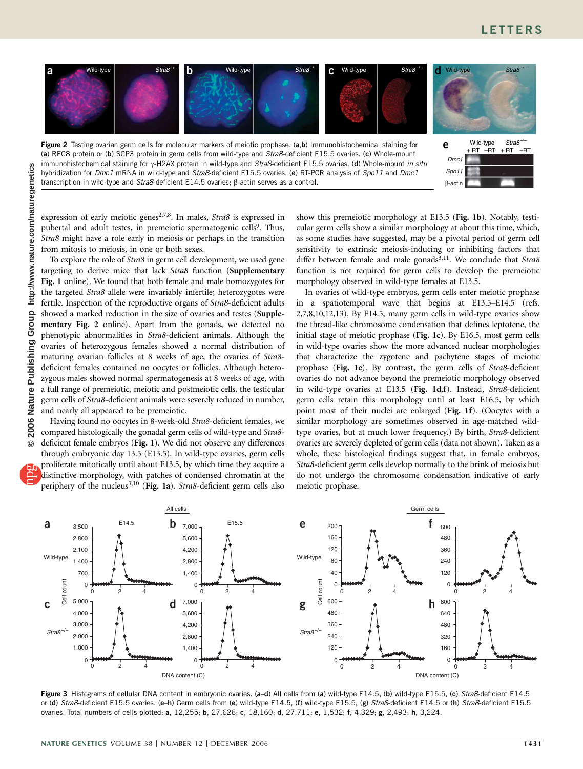Figure 2 Testing ovarian germ cells for molecular markers of meiotic prophase. (**a**,**b**) Immunohistochemical staining for (**a**) REC8 protein or (**b**) SCP3 protein in germ cells from wild-type and *Stra8*-deficient E15.5 ovaries. (**c**) Whole-mount immunohistochemical staining for γ-H2AX protein in wild-type and *Stra8*-deficient E15.5 ovaries. (**d**) Whole-mount *in situ* hybridization for *Dmc1* mRNA in wild-type and *Stra8*-deficient E15.5 ovaries. (**e**) RT-PCR analysis of *Spo11* and *Dmc1* transcription in wild-type and *Stra8*-deficient E14.5 ovaries; β-actin serves as a control.

expression of early meiotic genes[2,7,8]. In males, *Stra8* is expressed in pubertal and adult testes, in premeiotic spermatogenic cells[9]. Thus, *Stra8* might have a role early in meiosis or perhaps in the transition from mitosis to meiosis, in one or both sexes.

To explore the role of *Stra8* in germ cell development, we used gene targeting to derive mice that lack *Stra8* function (**Supplementary Fig. 1** online). We found that both female and male homozygotes for the targeted *Stra8* allele were invariably infertile; heterozygotes were fertile. Inspection of the reproductive organs of *Stra8*-deficient adults showed a marked reduction in the size of ovaries and testes (**Supplementary Fig. 2** online). Apart from the gonads, we detected no phenotypic abnormalities in *Stra8*-deficient animals. Although the ovaries of heterozygous females showed a normal distribution of maturing ovarian follicles at 8 weeks of age, the ovaries of *Stra8*-deficient females contained no oocytes or follicles. Although heterozygous males showed normal spermatogenesis at 8 weeks of age, with a full range of premeiotic, meiotic and postmeiotic cells, the testicular germ cells of *Stra8*-deficient animals were severely reduced in number, and nearly all appeared to be premeiotic.

Having found no oocytes in 8-week-old *Stra8*-deficient females, we compared histologically the gonadal germ cells of wild-type and *Stra8*-deficient female embryos (**Fig. 1**). We did not observe any differences through embryonic day 13.5 (E13.5). In wild-type ovaries, germ cells proliferate mitotically until about E13.5, by which time they acquire a distinctive morphology, with patches of condensed chromatin at the periphery of the nucleus[3,10] (**Fig. 1a**). *Stra8*-deficient germ cells also show this premeiotic morphology at E13.5 (**Fig. 1b**). Notably, testicular germ cells show a similar morphology at about this time, which, as some studies have suggested, may be a pivotal period of germ cell sensitivity to extrinsic meiosis-inducing or inhibiting factors that differ between female and male gonads[3,11]. We conclude that *Stra8* function is not required for germ cells to develop the premeiotic morphology observed in wild-type females at E13.5.

In ovaries of wild-type embryos, germ cells enter meiotic prophase in a spatiotemporal wave that begins at E13.5–E14.5 (refs. 2,7,8,10,12,13). By E14.5, many germ cells in wild-type ovaries show the thread-like chromosome condensation that defines leptotene, the initial stage of meiotic prophase (**Fig. 1c**). By E16.5, most germ cells in wild-type ovaries show the more advanced nuclear morphologies that characterize the zygotene and pachytene stages of meiotic prophase (**Fig. 1e**). By contrast, the germ cells of *Stra8*-deficient ovaries do not advance beyond the premeiotic morphology observed in wild-type ovaries at E13.5 (**Fig. 1d,f**). Instead, *Stra8*-deficient germ cells retain this morphology until at least E16.5, by which point most of their nuclei are enlarged (**Fig. 1f**). (Oocytes with a similar morphology are sometimes observed in age-matched wild-type ovaries, but at much lower frequency.) By birth, *Stra8*-deficient ovaries are severely depleted of germ cells (data not shown). Taken as a whole, these histological findings suggest that, in female embryos, *Stra8*-deficient germ cells develop normally to the brink of meiosis but do not undergo the chromosome condensation indicative of early meiotic prophase.

Figure 3 Histograms of cellular DNA content in embryonic ovaries. (**a**–**d**) All cells from (**a**) wild-type E14.5, (**b**) wild-type E15.5, (**c**) *Stra8*-deficient E14.5 or (**d**) *Stra8*-deficient E15.5 ovaries. (**e**–**h**) Germ cells from (**e**) wild-type E14.5, (**f**) wild-type E15.5, (**g**) *Stra8*-deficient E14.5 or (**h**) *Stra8*-deficient E15.5 ovaries. Total numbers of cells plotted: **a**, 12,255; **b**, 27,626; **c**, 18,160; **d**, 27,711; **e**, 1,532; **f**, 4,329; **g**, 2,493; **h**, 3,224.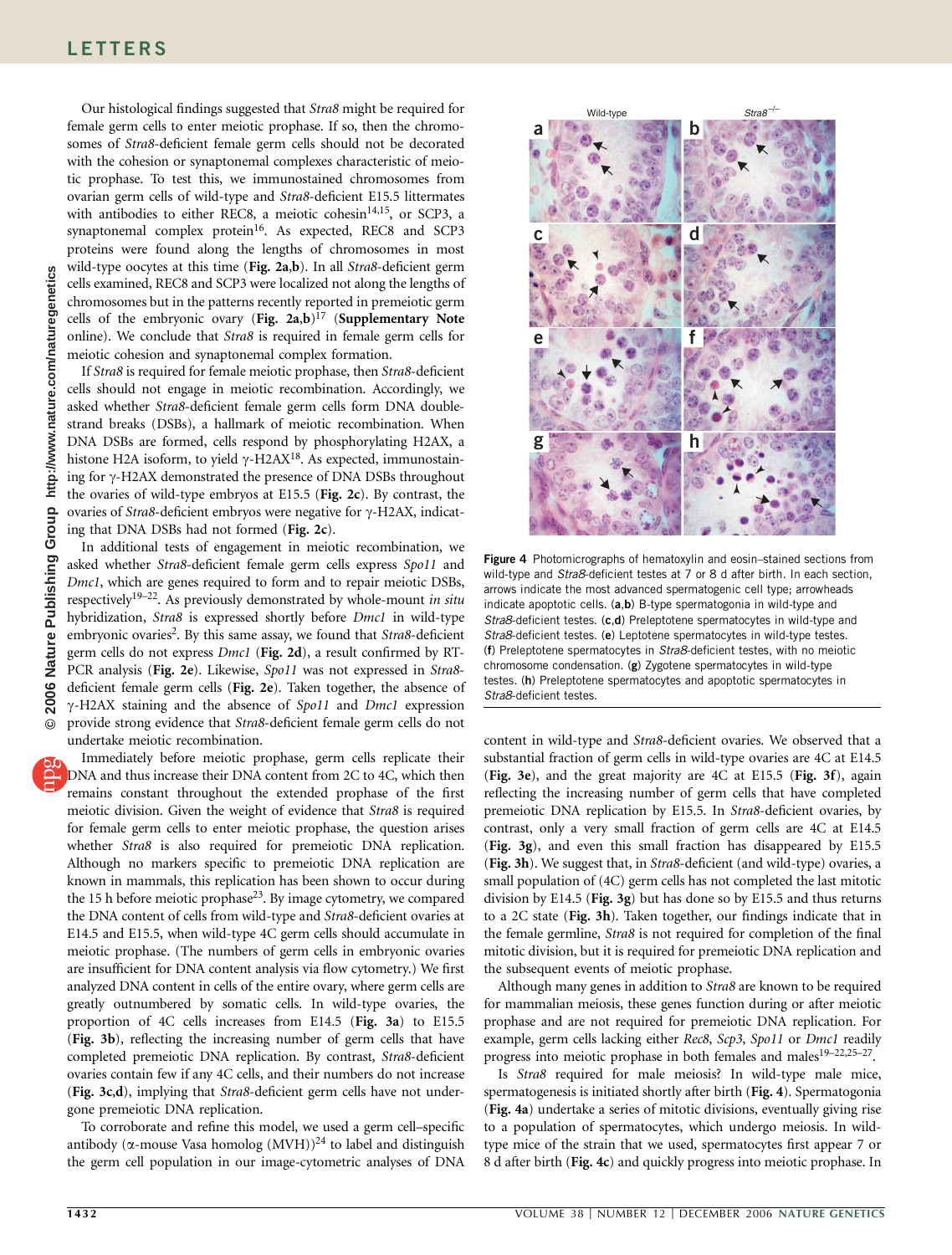Our histological findings suggested that *Stra8* might be required for female germ cells to enter meiotic prophase. If so, then the chromosomes of *Stra8*-deficient female germ cells should not be decorated with the cohesion or synaptonemal complexes characteristic of meiotic prophase. To test this, we immunostained chromosomes from ovarian germ cells of wild-type and *Stra8*-deficient E15.5 littermates with antibodies to either REC8, a meiotic cohesin[14,15], or SCP3, a synaptonemal complex protein[16]. As expected, REC8 and SCP3 proteins were found along the lengths of chromosomes in most wild-type oocytes at this time (**Fig. 2a,b**). In all *Stra8*-deficient germ cells examined, REC8 and SCP3 were localized not along the lengths of chromosomes but in the patterns recently reported in premeiotic germ cells of the embryonic ovary (**Fig. 2a,b**)[17] (**Supplementary Note** online). We conclude that *Stra8* is required in female germ cells for meiotic cohesion and synaptonemal complex formation.

If *Stra8* is required for female meiotic prophase, then *Stra8*-deficient cells should not engage in meiotic recombination. Accordingly, we asked whether *Stra8*-deficient female germ cells form DNA double-strand breaks (DSBs), a hallmark of meiotic recombination. When DNA DSBs are formed, cells respond by phosphorylating H2AX, a histone H2A isoform, to yield γ-H2AX[18]. As expected, immunostaining for γ-H2AX demonstrated the presence of DNA DSBs throughout the ovaries of wild-type embryos at E15.5 (**Fig. 2c**). By contrast, the ovaries of *Stra8*-deficient embryos were negative for γ-H2AX, indicating that DNA DSBs had not formed (**Fig. 2c**).

In additional tests of engagement in meiotic recombination, we asked whether *Stra8*-deficient female germ cells express *Spo11* and *Dmc1*, which are genes required to form and to repair meiotic DSBs, respectively[19–22]. As previously demonstrated by whole-mount *in situ* hybridization, *Stra8* is expressed shortly before *Dmc1* in wild-type embryonic ovaries[2]. By this same assay, we found that *Stra8*-deficient germ cells do not express *Dmc1* (**Fig. 2d**), a result confirmed by RT-PCR analysis (**Fig. 2e**). Likewise, *Spo11* was not expressed in *Stra8*-deficient female germ cells (**Fig. 2e**). Taken together, the absence of γ-H2AX staining and the absence of *Spo11* and *Dmc1* expression provide strong evidence that *Stra8*-deficient female germ cells do not undertake meiotic recombination.

Immediately before meiotic prophase, germ cells replicate their DNA and thus increase their DNA content from 2C to 4C, which then remains constant throughout the extended prophase of the first meiotic division. Given the weight of evidence that *Stra8* is required for female germ cells to enter meiotic prophase, the question arises whether *Stra8* is also required for premeiotic DNA replication. Although no markers specific to premeiotic DNA replication are known in mammals, this replication has been shown to occur during the 15 h before meiotic prophase[23]. By image cytometry, we compared the DNA content of cells from wild-type and *Stra8*-deficient ovaries at E14.5 and E15.5, when wild-type 4C germ cells should accumulate in meiotic prophase. (The numbers of germ cells in embryonic ovaries are insufficient for DNA content analysis via flow cytometry.) We first analyzed DNA content in cells of the entire ovary, where germ cells are greatly outnumbered by somatic cells. In wild-type ovaries, the proportion of 4C cells increases from E14.5 (**Fig. 3a**) to E15.5 (**Fig. 3b**), reflecting the increasing number of germ cells that have completed premeiotic DNA replication. By contrast, *Stra8*-deficient ovaries contain few if any 4C cells, and their numbers do not increase (**Fig. 3c,d**), implying that *Stra8*-deficient germ cells have not undergone premeiotic DNA replication.

To corroborate and refine this model, we used a germ cell–specific antibody (α-mouse Vasa homolog (MVH))[24] to label and distinguish the germ cell population in our image-cytometric analyses of DNA content in wild-type and *Stra8*-deficient ovaries. We observed that a substantial fraction of germ cells in wild-type ovaries are 4C at E14.5 (**Fig. 3e**), and the great majority are 4C at E15.5 (**Fig. 3f**), again reflecting the increasing number of germ cells that have completed premeiotic DNA replication by E15.5. In *Stra8*-deficient ovaries, by contrast, only a very small fraction of germ cells are 4C at E14.5 (**Fig. 3g**), and even this small fraction has disappeared by E15.5 (**Fig. 3h**). We suggest that, in *Stra8*-deficient (and wild-type) ovaries, a small population of (4C) germ cells has not completed the last mitotic division by E14.5 (**Fig. 3g**) but has done so by E15.5 and thus returns to a 2C state (**Fig. 3h**). Taken together, our findings indicate that in the female germline, *Stra8* is not required for completion of the final mitotic division, but it is required for premeiotic DNA replication and the subsequent events of meiotic prophase.

Although many genes in addition to *Stra8* are known to be required for mammalian meiosis, these genes function during or after meiotic prophase and are not required for premeiotic DNA replication. For example, germ cells lacking either *Rec8*, *Scp3*, *Spo11* or *Dmc1* readily progress into meiotic prophase in both females and males[19–22,25–27].

Is *Stra8* required for male meiosis? In wild-type male mice, spermatogenesis is initiated shortly after birth (**Fig. 4**). Spermatogonia (**Fig. 4a**) undertake a series of mitotic divisions, eventually giving rise to a population of spermatocytes, which undergo meiosis. In wild-type mice of the strain that we used, spermatocytes first appear 7 or 8 d after birth (**Fig. 4c**) and quickly progress into meiotic prophase. In

**Figure 4** Photomicrographs of hematoxylin and eosin–stained sections from wild-type and *Stra8*-deficient testes at 7 or 8 d after birth. In each section, arrows indicate the most advanced spermatogenic cell type; arrowheads indicate apoptotic cells. (**a**,**b**) B-type spermatogonia in wild-type and *Stra8*-deficient testes. (**c**,**d**) Preleptotene spermatocytes in wild-type and *Stra8*-deficient testes. (**e**) Leptotene spermatocytes in wild-type testes. (**f**) Preleptotene spermatocytes in *Stra8*-deficient testes, with no meiotic chromosome condensation. (**g**) Zygotene spermatocytes in wild-type testes. (**h**) Preleptotene spermatocytes and apoptotic spermatocytes in *Stra8*-deficient testes.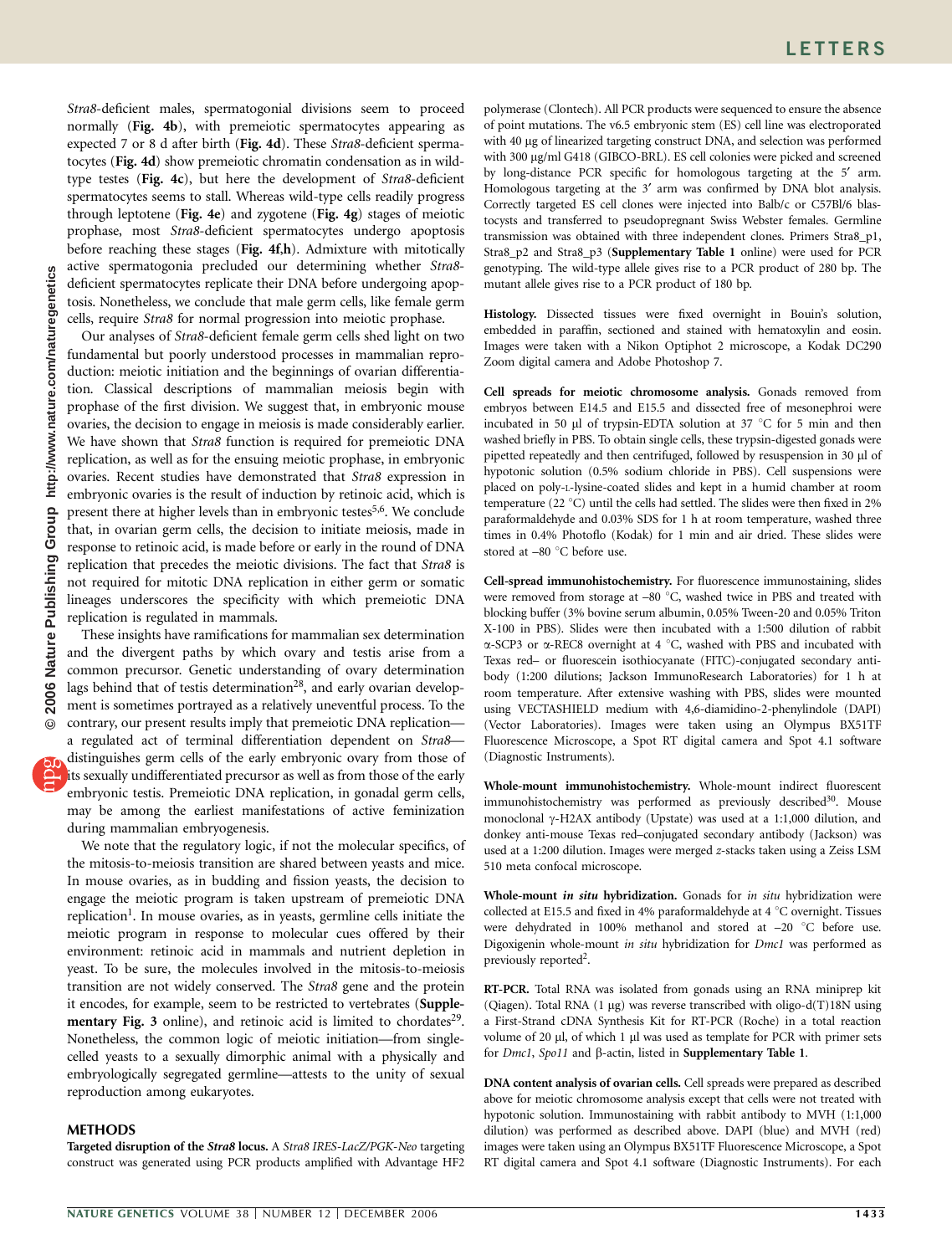*Stra8*-deficient males, spermatogonial divisions seem to proceed normally (**Fig. 4b**), with premeiotic spermatocytes appearing as expected 7 or 8 d after birth (**Fig. 4d**). These *Stra8*-deficient spermatocytes (**Fig. 4d**) show premeiotic chromatin condensation as in wild-type testes (**Fig. 4c**), but here the development of *Stra8*-deficient spermatocytes seems to stall. Whereas wild-type cells readily progress through leptotene (**Fig. 4e**) and zygotene (**Fig. 4g**) stages of meiotic prophase, most *Stra8*-deficient spermatocytes undergo apoptosis before reaching these stages (**Fig. 4f,h**). Admixture with mitotically active spermatogonia precluded our determining whether *Stra8*-deficient spermatocytes replicate their DNA before undergoing apoptosis. Nonetheless, we conclude that male germ cells, like female germ cells, require *Stra8* for normal progression into meiotic prophase.

Our analyses of *Stra8*-deficient female germ cells shed light on two fundamental but poorly understood processes in mammalian reproduction: meiotic initiation and the beginnings of ovarian differentiation. Classical descriptions of mammalian meiosis begin with prophase of the first division. We suggest that, in embryonic mouse ovaries, the decision to engage in meiosis is made considerably earlier. We have shown that *Stra8* function is required for premeiotic DNA replication, as well as for the ensuing meiotic prophase, in embryonic ovaries. Recent studies have demonstrated that *Stra8* expression in embryonic ovaries is the result of induction by retinoic acid, which is present there at higher levels than in embryonic testes[5,6]. We conclude that, in ovarian germ cells, the decision to initiate meiosis, made in response to retinoic acid, is made before or early in the round of DNA replication that precedes the meiotic divisions. The fact that *Stra8* is not required for mitotic DNA replication in either germ or somatic lineages underscores the specificity with which premeiotic DNA replication is regulated in mammals.

These insights have ramifications for mammalian sex determination and the divergent paths by which ovary and testis arise from a common precursor. Genetic understanding of ovary determination lags behind that of testis determination[28], and early ovarian development is sometimes portrayed as a relatively uneventful process. To the contrary, our present results imply that premeiotic DNA replication—a regulated act of terminal differentiation dependent on *Stra8*—distinguishes germ cells of the early embryonic ovary from those of its sexually undifferentiated precursor as well as from those of the early embryonic testis. Premeiotic DNA replication, in gonadal germ cells, may be among the earliest manifestations of active feminization during mammalian embryogenesis.

We note that the regulatory logic, if not the molecular specifics, of the mitosis-to-meiosis transition are shared between yeasts and mice. In mouse ovaries, as in budding and fission yeasts, the decision to engage the meiotic program is taken upstream of premeiotic DNA replication[1]. In mouse ovaries, as in yeasts, germline cells initiate the meiotic program in response to molecular cues offered by their environment: retinoic acid in mammals and nutrient depletion in yeast. To be sure, the molecules involved in the mitosis-to-meiosis transition are not widely conserved. The *Stra8* gene and the protein it encodes, for example, seem to be restricted to vertebrates (**Supplementary Fig. 3** online), and retinoic acid is limited to chordates[29]. Nonetheless, the common logic of meiotic initiation—from single-celled yeasts to a sexually dimorphic animal with a physically and embryologically segregated germline—attests to the unity of sexual reproduction among eukaryotes.

## METHODS

**Targeted disruption of the *Stra8* locus.** A *Stra8 IRES-LacZ/PGK-Neo* targeting construct was generated using PCR products amplified with Advantage HF2 polymerase (Clontech). All PCR products were sequenced to ensure the absence of point mutations. The v6.5 embryonic stem (ES) cell line was electroporated with 40 μg of linearized targeting construct DNA, and selection was performed with 300 μg/ml G418 (GIBCO-BRL). ES cell colonies were picked and screened by long-distance PCR specific for homologous targeting at the 5′ arm. Homologous targeting at the 3′ arm was confirmed by DNA blot analysis. Correctly targeted ES cell clones were injected into Balb/c or C57Bl/6 blastocysts and transferred to pseudopregnant Swiss Webster females. Germline transmission was obtained with three independent clones. Primers Stra8_p1, Stra8_p2 and Stra8_p3 (**Supplementary Table 1** online) were used for PCR genotyping. The wild-type allele gives rise to a PCR product of 280 bp. The mutant allele gives rise to a PCR product of 180 bp.

**Histology.** Dissected tissues were fixed overnight in Bouin's solution, embedded in paraffin, sectioned and stained with hematoxylin and eosin. Images were taken with a Nikon Optiphot 2 microscope, a Kodak DC290 Zoom digital camera and Adobe Photoshop 7.

**Cell spreads for meiotic chromosome analysis.** Gonads removed from embryos between E14.5 and E15.5 and dissected free of mesonephroi were incubated in 50 μl of trypsin-EDTA solution at 37 °C for 5 min and then washed briefly in PBS. To obtain single cells, these trypsin-digested gonads were pipetted repeatedly and then centrifuged, followed by resuspension in 30 μl of hypotonic solution (0.5% sodium chloride in PBS). Cell suspensions were placed on poly-L-lysine-coated slides and kept in a humid chamber at room temperature (22 °C) until the cells had settled. The slides were then fixed in 2% paraformaldehyde and 0.03% SDS for 1 h at room temperature, washed three times in 0.4% Photoflo (Kodak) for 1 min and air dried. These slides were stored at –80 °C before use.

**Cell-spread immunohistochemistry.** For fluorescence immunostaining, slides were removed from storage at –80 °C, washed twice in PBS and treated with blocking buffer (3% bovine serum albumin, 0.05% Tween-20 and 0.05% Triton X-100 in PBS). Slides were then incubated with a 1:500 dilution of rabbit α-SCP3 or α-REC8 overnight at 4 °C, washed with PBS and incubated with Texas red– or fluorescein isothiocyanate (FITC)-conjugated secondary antibody (1:200 dilutions; Jackson ImmunoResearch Laboratories) for 1 h at room temperature. After extensive washing with PBS, slides were mounted using VECTASHIELD medium with 4,6-diamidino-2-phenylindole (DAPI) (Vector Laboratories). Images were taken using an Olympus BX51TF Fluorescence Microscope, a Spot RT digital camera and Spot 4.1 software (Diagnostic Instruments).

**Whole-mount immunohistochemistry.** Whole-mount indirect fluorescent immunohistochemistry was performed as previously described[30]. Mouse monoclonal γ-H2AX antibody (Upstate) was used at a 1:1,000 dilution, and donkey anti-mouse Texas red–conjugated secondary antibody (Jackson) was used at a 1:200 dilution. Images were merged *z*-stacks taken using a Zeiss LSM 510 meta confocal microscope.

**Whole-mount *in situ* hybridization.** Gonads for *in situ* hybridization were collected at E15.5 and fixed in 4% paraformaldehyde at 4 °C overnight. Tissues were dehydrated in 100% methanol and stored at –20 °C before use. Digoxigenin whole-mount *in situ* hybridization for *Dmc1* was performed as previously reported[2].

**RT-PCR.** Total RNA was isolated from gonads using an RNA miniprep kit (Qiagen). Total RNA (1 μg) was reverse transcribed with oligo-d(T)18N using a First-Strand cDNA Synthesis Kit for RT-PCR (Roche) in a total reaction volume of 20 μl, of which 1 μl was used as template for PCR with primer sets for *Dmc1*, *Spo11* and β-actin, listed in **Supplementary Table 1**.

**DNA content analysis of ovarian cells.** Cell spreads were prepared as described above for meiotic chromosome analysis except that cells were not treated with hypotonic solution. Immunostaining with rabbit antibody to MVH (1:1,000 dilution) was performed as described above. DAPI (blue) and MVH (red) images were taken using an Olympus BX51TF Fluorescence Microscope, a Spot RT digital camera and Spot 4.1 software (Diagnostic Instruments). For each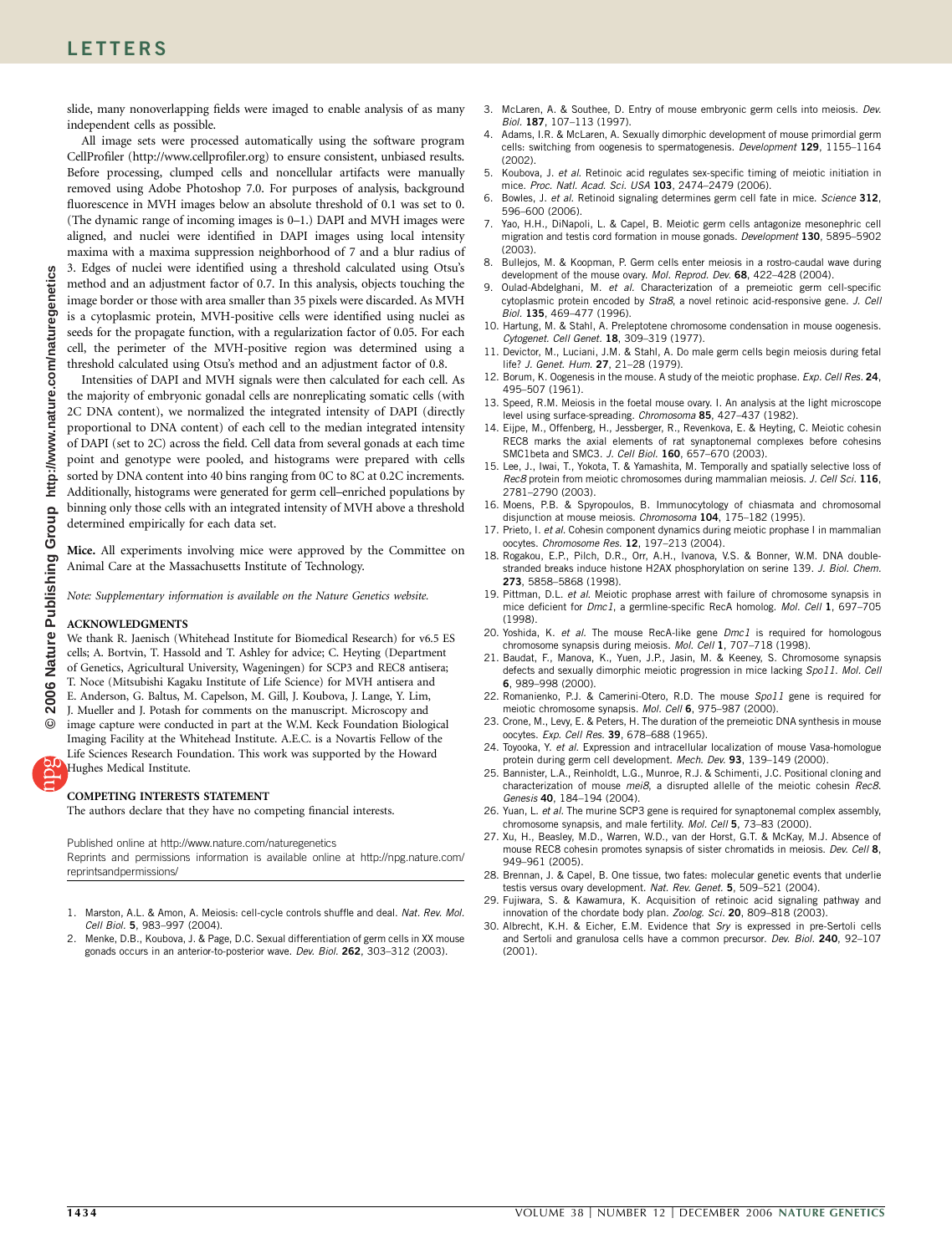slide, many nonoverlapping fields were imaged to enable analysis of as many independent cells as possible.

All image sets were processed automatically using the software program CellProfiler (http://www.cellprofiler.org) to ensure consistent, unbiased results. Before processing, clumped cells and noncellular artifacts were manually removed using Adobe Photoshop 7.0. For purposes of analysis, background fluorescence in MVH images below an absolute threshold of 0.1 was set to 0. (The dynamic range of incoming images is 0–1.) DAPI and MVH images were aligned, and nuclei were identified in DAPI images using local intensity maxima with a maxima suppression neighborhood of 7 and a blur radius of 3. Edges of nuclei were identified using a threshold calculated using Otsu's method and an adjustment factor of 0.7. In this analysis, objects touching the image border or those with area smaller than 35 pixels were discarded. As MVH is a cytoplasmic protein, MVH-positive cells were identified using nuclei as seeds for the propagate function, with a regularization factor of 0.05. For each cell, the perimeter of the MVH-positive region was determined using a threshold calculated using Otsu's method and an adjustment factor of 0.8.

Intensities of DAPI and MVH signals were then calculated for each cell. As the majority of embryonic gonadal cells are nonreplicating somatic cells (with 2C DNA content), we normalized the integrated intensity of DAPI (directly proportional to DNA content) of each cell to the median integrated intensity of DAPI (set to 2C) across the field. Cell data from several gonads at each time point and genotype were pooled, and histograms were prepared with cells sorted by DNA content into 40 bins ranging from 0C to 8C at 0.2C increments. Additionally, histograms were generated for germ cell–enriched populations by binning only those cells with an integrated intensity of MVH above a threshold determined empirically for each data set.

**Mice.** All experiments involving mice were approved by the Committee on Animal Care at the Massachusetts Institute of Technology.

*Note: Supplementary information is available on the Nature Genetics website.*

### ACKNOWLEDGMENTS

We thank R. Jaenisch (Whitehead Institute for Biomedical Research) for v6.5 ES cells; A. Bortvin, T. Hassold and T. Ashley for advice; C. Heyting (Department of Genetics, Agricultural University, Wageningen) for SCP3 and REC8 antisera; T. Noce (Mitsubishi Kagaku Institute of Life Science) for MVH antisera and E. Anderson, G. Baltus, M. Capelson, M. Gill, J. Koubova, J. Lange, Y. Lim, J. Mueller and J. Potash for comments on the manuscript. Microscopy and image capture were conducted in part at the W.M. Keck Foundation Biological Imaging Facility at the Whitehead Institute. A.E.C. is a Novartis Fellow of the Life Sciences Research Foundation. This work was supported by the Howard Hughes Medical Institute.

### COMPETING INTERESTS STATEMENT

The authors declare that they have no competing financial interests.

Published online at http://www.nature.com/naturegenetics
Reprints and permissions information is available online at http://npg.nature.com/reprintsandpermissions/

1. Marston, A.L. & Amon, A. Meiosis: cell-cycle controls shuffle and deal. *Nat. Rev. Mol. Cell Biol.* **5**, 983–997 (2004).
2. Menke, D.B., Koubova, J. & Page, D.C. Sexual differentiation of germ cells in XX mouse gonads occurs in an anterior-to-posterior wave. *Dev. Biol.* **262**, 303–312 (2003).
3. McLaren, A. & Southee, D. Entry of mouse embryonic germ cells into meiosis. *Dev. Biol.* **187**, 107–113 (1997).
4. Adams, I.R. & McLaren, A. Sexually dimorphic development of mouse primordial germ cells: switching from oogenesis to spermatogenesis. *Development* **129**, 1155–1164 (2002).
5. Koubova, J. *et al.* Retinoic acid regulates sex-specific timing of meiotic initiation in mice. *Proc. Natl. Acad. Sci. USA* **103**, 2474–2479 (2006).
6. Bowles, J. *et al.* Retinoid signaling determines germ cell fate in mice. *Science* **312**, 596–600 (2006).
7. Yao, H.H., DiNapoli, L. & Capel, B. Meiotic germ cells antagonize mesonephric cell migration and testis cord formation in mouse gonads. *Development* **130**, 5895–5902 (2003).
8. Bullejos, M. & Koopman, P. Germ cells enter meiosis in a rostro-caudal wave during development of the mouse ovary. *Mol. Reprod. Dev.* **68**, 422–428 (2004).
9. Oulad-Abdelghani, M. *et al.* Characterization of a premeiotic germ cell-specific cytoplasmic protein encoded by *Stra8*, a novel retinoic acid-responsive gene. *J. Cell Biol.* **135**, 469–477 (1996).
10. Hartung, M. & Stahl, A. Preleptotene chromosome condensation in mouse oogenesis. *Cytogenet. Cell Genet.* **18**, 309–319 (1977).
11. Devictor, M., Luciani, J.M. & Stahl, A. Do male germ cells begin meiosis during fetal life? *J. Genet. Hum.* **27**, 21–28 (1979).
12. Borum, K. Oogenesis in the mouse. A study of the meiotic prophase. *Exp. Cell Res.* **24**, 495–507 (1961).
13. Speed, R.M. Meiosis in the foetal mouse ovary. I. An analysis at the light microscope level using surface-spreading. *Chromosoma* **85**, 427–437 (1982).
14. Eijpe, M., Offenberg, H., Jessberger, R., Revenkova, E. & Heyting, C. Meiotic cohesin REC8 marks the axial elements of rat synaptonemal complexes before cohesins SMC1beta and SMC3. *J. Cell Biol.* **160**, 657–670 (2003).
15. Lee, J., Iwai, T., Yokota, T. & Yamashita, M. Temporally and spatially selective loss of *Rec8* protein from meiotic chromosomes during mammalian meiosis. *J. Cell Sci.* **116**, 2781–2790 (2003).
16. Moens, P.B. & Spyropoulos, B. Immunocytology of chiasmata and chromosomal disjunction at mouse meiosis. *Chromosoma* **104**, 175–182 (1995).
17. Prieto, I. *et al.* Cohesin component dynamics during meiotic prophase I in mammalian oocytes. *Chromosome Res.* **12**, 197–213 (2004).
18. Rogakou, E.P., Pilch, D.R., Orr, A.H., Ivanova, V.S. & Bonner, W.M. DNA double-stranded breaks induce histone H2AX phosphorylation on serine 139. *J. Biol. Chem.* **273**, 5858–5868 (1998).
19. Pittman, D.L. *et al.* Meiotic prophase arrest with failure of chromosome synapsis in mice deficient for *Dmc1*, a germline-specific RecA homolog. *Mol. Cell* **1**, 697–705 (1998).
20. Yoshida, K. *et al.* The mouse RecA-like gene *Dmc1* is required for homologous chromosome synapsis during meiosis. *Mol. Cell* **1**, 707–718 (1998).
21. Baudat, F., Manova, K., Yuen, J.P., Jasin, M. & Keeney, S. Chromosome synapsis defects and sexually dimorphic meiotic progression in mice lacking *Spo11*. *Mol. Cell* **6**, 989–998 (2000).
22. Romanienko, P.J. & Camerini-Otero, R.D. The mouse *Spo11* gene is required for meiotic chromosome synapsis. *Mol. Cell* **6**, 975–987 (2000).
23. Crone, M., Levy, E. & Peters, H. The duration of the premeiotic DNA synthesis in mouse oocytes. *Exp. Cell Res.* **39**, 678–688 (1965).
24. Toyooka, Y. *et al.* Expression and intracellular localization of mouse Vasa-homologue protein during germ cell development. *Mech. Dev.* **93**, 139–149 (2000).
25. Bannister, L.A., Reinholdt, L.G., Munroe, R.J. & Schimenti, J.C. Positional cloning and characterization of mouse *mei8*, a disrupted allelle of the meiotic cohesin *Rec8*. *Genesis* **40**, 184–194 (2004).
26. Yuan, L. *et al.* The murine SCP3 gene is required for synaptonemal complex assembly, chromosome synapsis, and male fertility. *Mol. Cell* **5**, 73–83 (2000).
27. Xu, H., Beasley, M.D., Warren, W.D., van der Horst, G.T. & McKay, M.J. Absence of mouse REC8 cohesin promotes synapsis of sister chromatids in meiosis. *Dev. Cell* **8**, 949–961 (2005).
28. Brennan, J. & Capel, B. One tissue, two fates: molecular genetic events that underlie testis versus ovary development. *Nat. Rev. Genet.* **5**, 509–521 (2004).
29. Fujiwara, S. & Kawamura, K. Acquisition of retinoic acid signaling pathway and innovation of the chordate body plan. *Zoolog. Sci.* **20**, 809–818 (2003).
30. Albrecht, K.H. & Eicher, E.M. Evidence that *Sry* is expressed in pre-Sertoli cells and Sertoli and granulosa cells have a common precursor. *Dev. Biol.* **240**, 92–107 (2001).